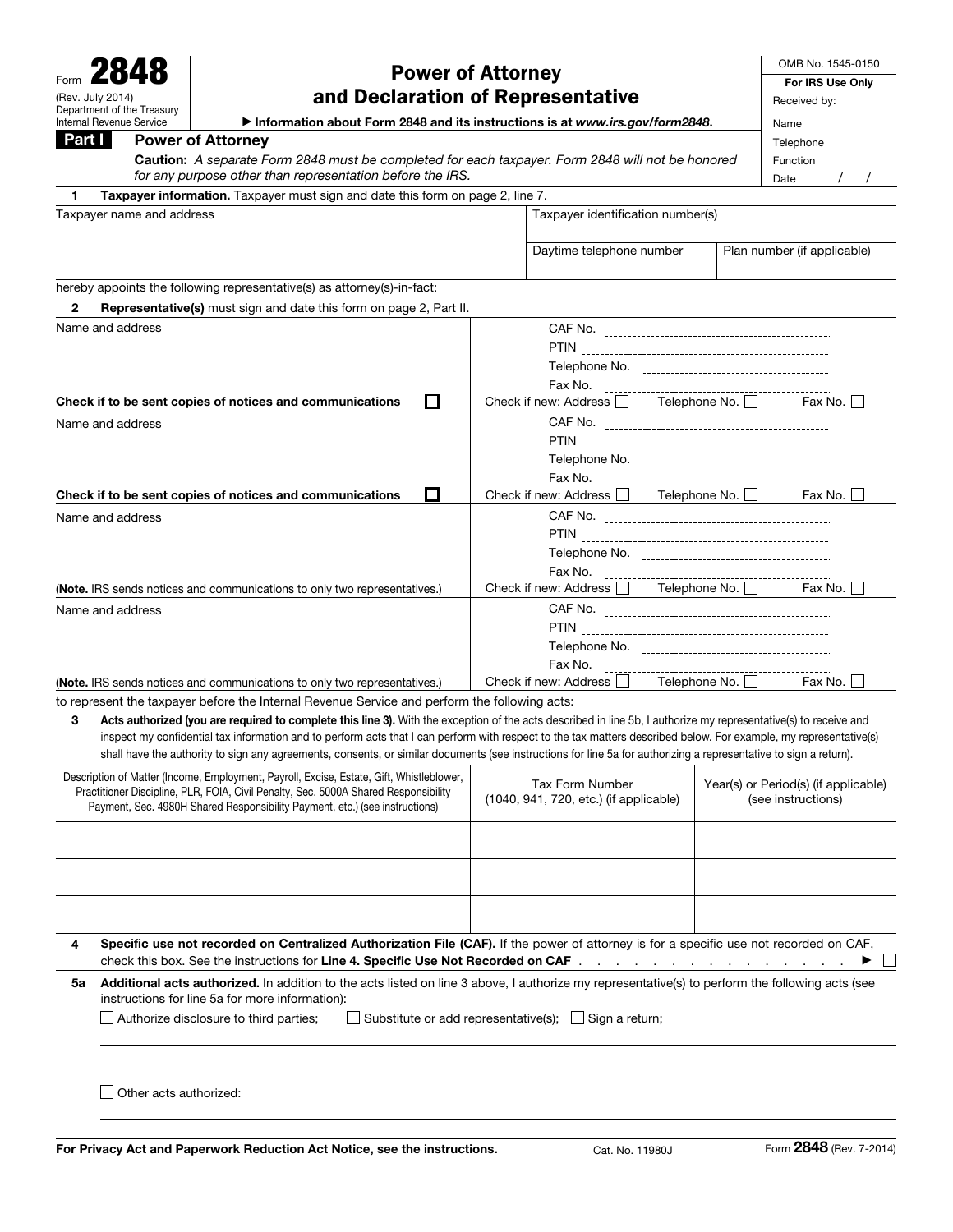Form **2848**
(Rev. July 2014)
Department of the Treasury
Internal Revenue Service

# Power of Attorney and Declaration of Representative

▶ Information about Form 2848 and its instructions is at *www.irs.gov/form2848*.

OMB No. 1545-0150

**For IRS Use Only**
Received by:
Name
Telephone
Function
Date / /

## Part I Power of Attorney

**Caution:** *A separate Form 2848 must be completed for each taxpayer. Form 2848 will not be honored for any purpose other than representation before the IRS.*

**1 Taxpayer information.** Taxpayer must sign and date this form on page 2, line 7.

| Taxpayer name and address | Taxpayer identification number(s) | |
|---|---|---|
| | Daytime telephone number | Plan number (if applicable) |

hereby appoints the following representative(s) as attorney(s)-in-fact:

**2 Representative(s)** must sign and date this form on page 2, Part II.

| Name and address | |
|---|---|
| | CAF No. PTIN Telephone No. Fax No. |
| **Check if to be sent copies of notices and communications** ☐ | Check if new: Address ☐ Telephone No. ☐ Fax No. ☐ |
| Name and address | CAF No. PTIN Telephone No. Fax No. |
| **Check if to be sent copies of notices and communications** ☐ | Check if new: Address ☐ Telephone No. ☐ Fax No. ☐ |
| Name and address | CAF No. PTIN Telephone No. Fax No. |
| (**Note.** IRS sends notices and communications to only two representatives.) | Check if new: Address ☐ Telephone No. ☐ Fax No. ☐ |
| Name and address | CAF No. PTIN Telephone No. Fax No. |
| (**Note.** IRS sends notices and communications to only two representatives.) | Check if new: Address ☐ Telephone No. ☐ Fax No. ☐ |

to represent the taxpayer before the Internal Revenue Service and perform the following acts:

**3 Acts authorized (you are required to complete this line 3).** With the exception of the acts described in line 5b, I authorize my representative(s) to receive and inspect my confidential tax information and to perform acts that I can perform with respect to the tax matters described below. For example, my representative(s) shall have the authority to sign any agreements, consents, or similar documents (see instructions for line 5a for authorizing a representative to sign a return).

| Description of Matter (Income, Employment, Payroll, Excise, Estate, Gift, Whistleblower, Practitioner Discipline, PLR, FOIA, Civil Penalty, Sec. 5000A Shared Responsibility Payment, Sec. 4980H Shared Responsibility Payment, etc.) (see instructions) | Tax Form Number (1040, 941, 720, etc.) (if applicable) | Year(s) or Period(s) (if applicable) (see instructions) |
|---|---|---|
| | | |
| | | |
| | | |

**4 Specific use not recorded on Centralized Authorization File (CAF).** If the power of attorney is for a specific use not recorded on CAF, check this box. See the instructions for **Line 4. Specific Use Not Recorded on CAF** . . . . . . . . . . . . . . . . . ▶ ☐

**5a Additional acts authorized.** In addition to the acts listed on line 3 above, I authorize my representative(s) to perform the following acts (see instructions for line 5a for more information):

☐ Authorize disclosure to third parties; ☐ Substitute or add representative(s); ☐ Sign a return;

☐ Other acts authorized:

**For Privacy Act and Paperwork Reduction Act Notice, see the instructions.** Cat. No. 11980J Form **2848** (Rev. 7-2014)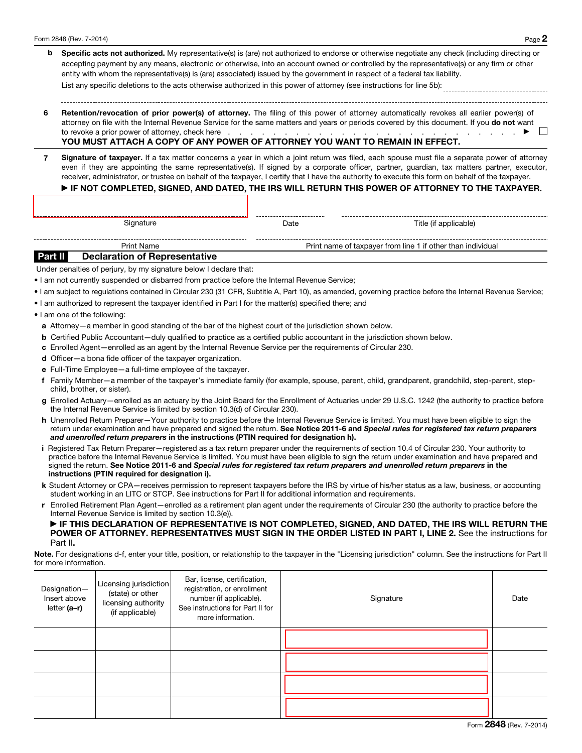**b** **Specific acts not authorized.** My representative(s) is (are) not authorized to endorse or otherwise negotiate any check (including directing or accepting payment by any means, electronic or otherwise, into an account owned or controlled by the representative(s) or any firm or other entity with whom the representative(s) is (are) associated) issued by the government in respect of a federal tax liability.

List any specific deletions to the acts otherwise authorized in this power of attorney (see instructions for line 5b): ______________________

**6** **Retention/revocation of prior power(s) of attorney.** The filing of this power of attorney automatically revokes all earlier power(s) of attorney on file with the Internal Revenue Service for the same matters and years or periods covered by this document. If you **do not** want to revoke a prior power of attorney, check here . . . . . . . . . . . . . . . . . . . . . . . . . ▶ ☐

**YOU MUST ATTACH A COPY OF ANY POWER OF ATTORNEY YOU WANT TO REMAIN IN EFFECT.**

**7** **Signature of taxpayer.** If a tax matter concerns a year in which a joint return was filed, each spouse must file a separate power of attorney even if they are appointing the same representative(s). If signed by a corporate officer, partner, guardian, tax matters partner, executor, receiver, administrator, or trustee on behalf of the taxpayer, I certify that I have the authority to execute this form on behalf of the taxpayer.

**▶ IF NOT COMPLETED, SIGNED, AND DATED, THE IRS WILL RETURN THIS POWER OF ATTORNEY TO THE TAXPAYER.**

| Signature | Date | Title (if applicable) |
|---|---|---|
| | | |

| Print Name | Print name of taxpayer from line 1 if other than individual |
|---|---|
| | |

## Part II Declaration of Representative

Under penalties of perjury, by my signature below I declare that:

- I am not currently suspended or disbarred from practice before the Internal Revenue Service;
- I am subject to regulations contained in Circular 230 (31 CFR, Subtitle A, Part 10), as amended, governing practice before the Internal Revenue Service;
- I am authorized to represent the taxpayer identified in Part I for the matter(s) specified there; and
- I am one of the following:

**a** Attorney—a member in good standing of the bar of the highest court of the jurisdiction shown below.

**b** Certified Public Accountant—duly qualified to practice as a certified public accountant in the jurisdiction shown below.

**c** Enrolled Agent—enrolled as an agent by the Internal Revenue Service per the requirements of Circular 230.

**d** Officer—a bona fide officer of the taxpayer organization.

**e** Full-Time Employee—a full-time employee of the taxpayer.

**f** Family Member—a member of the taxpayer's immediate family (for example, spouse, parent, child, grandparent, grandchild, step-parent, step-child, brother, or sister).

**g** Enrolled Actuary—enrolled as an actuary by the Joint Board for the Enrollment of Actuaries under 29 U.S.C. 1242 (the authority to practice before the Internal Revenue Service is limited by section 10.3(d) of Circular 230).

**h** Unenrolled Return Preparer—Your authority to practice before the Internal Revenue Service is limited. You must have been eligible to sign the return under examination and have prepared and signed the return. **See Notice 2011-6 and *Special rules for registered tax return preparers and unenrolled return preparers* in the instructions (PTIN required for designation h).**

**i** Registered Tax Return Preparer—registered as a tax return preparer under the requirements of section 10.4 of Circular 230. Your authority to practice before the Internal Revenue Service is limited. You must have been eligible to sign the return under examination and have prepared and signed the return. **See Notice 2011-6 and *Special rules for registered tax return preparers and unenrolled return preparers* in the instructions (PTIN required for designation i).**

**k** Student Attorney or CPA—receives permission to represent taxpayers before the IRS by virtue of his/her status as a law, business, or accounting student working in an LITC or STCP. See instructions for Part II for additional information and requirements.

**r** Enrolled Retirement Plan Agent—enrolled as a retirement plan agent under the requirements of Circular 230 (the authority to practice before the Internal Revenue Service is limited by section 10.3(e)).

**▶ IF THIS DECLARATION OF REPRESENTATIVE IS NOT COMPLETED, SIGNED, AND DATED, THE IRS WILL RETURN THE POWER OF ATTORNEY. REPRESENTATIVES MUST SIGN IN THE ORDER LISTED IN PART I, LINE 2.** See the instructions for Part II**.**

**Note.** For designations d-f, enter your title, position, or relationship to the taxpayer in the "Licensing jurisdiction" column. See the instructions for Part II for more information.

| Designation—Insert above letter **(a–r)** | Licensing jurisdiction (state) or other licensing authority (if applicable) | Bar, license, certification, registration, or enrollment number (if applicable). See instructions for Part II for more information. | Signature | Date |
|---|---|---|---|---|
| | | | | |
| | | | | |
| | | | | |
| | | | | |